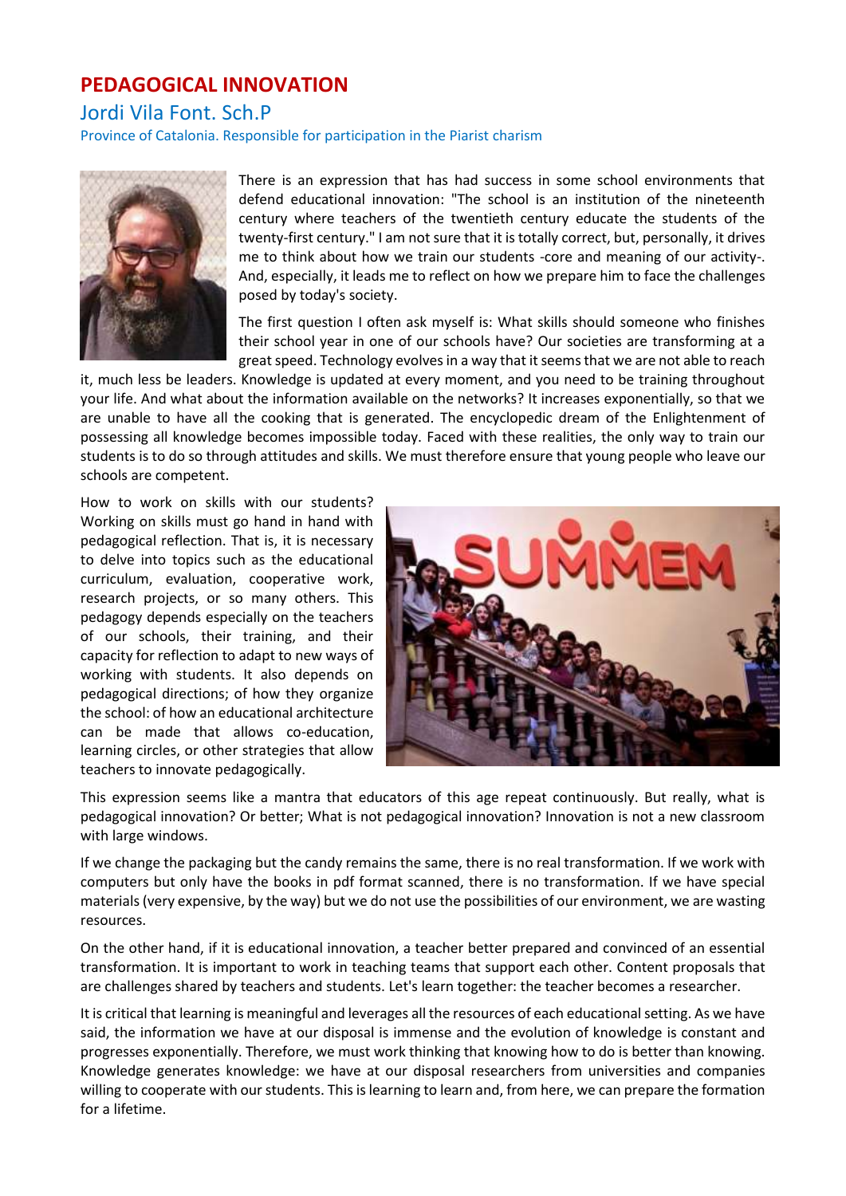# PEDAGOGICAL INNOVATION

## Jordi Vila Font. Sch.P

Province of Catalonia. Responsible for participation in the Piarist charism

There is an expression that has had success in some school environments that defend educational innovation: "The school is an institution of the nineteenth century where teachers of the twentieth century educate the students of the twenty-first century." I am not sure that it is totally correct, but, personally, it drives me to think about how we train our students -core and meaning of our activity-. And, especially, it leads me to reflect on how we prepare him to face the challenges posed by today's society.

The first question I often ask myself is: What skills should someone who finishes their school year in one of our schools have? Our societies are transforming at a great speed. Technology evolves in a way that it seems that we are not able to reach it, much less be leaders. Knowledge is updated at every moment, and you need to be training throughout your life. And what about the information available on the networks? It increases exponentially, so that we are unable to have all the cooking that is generated. The encyclopedic dream of the Enlightenment of possessing all knowledge becomes impossible today. Faced with these realities, the only way to train our students is to do so through attitudes and skills. We must therefore ensure that young people who leave our schools are competent.

How to work on skills with our students? Working on skills must go hand in hand with pedagogical reflection. That is, it is necessary to delve into topics such as the educational curriculum, evaluation, cooperative work, research projects, or so many others. This pedagogy depends especially on the teachers of our schools, their training, and their capacity for reflection to adapt to new ways of working with students. It also depends on pedagogical directions; of how they organize the school: of how an educational architecture can be made that allows co-education, learning circles, or other strategies that allow teachers to innovate pedagogically.

This expression seems like a mantra that educators of this age repeat continuously. But really, what is pedagogical innovation? Or better; What is not pedagogical innovation? Innovation is not a new classroom with large windows.

If we change the packaging but the candy remains the same, there is no real transformation. If we work with computers but only have the books in pdf format scanned, there is no transformation. If we have special materials (very expensive, by the way) but we do not use the possibilities of our environment, we are wasting resources.

On the other hand, if it is educational innovation, a teacher better prepared and convinced of an essential transformation. It is important to work in teaching teams that support each other. Content proposals that are challenges shared by teachers and students. Let's learn together: the teacher becomes a researcher.

It is critical that learning is meaningful and leverages all the resources of each educational setting. As we have said, the information we have at our disposal is immense and the evolution of knowledge is constant and progresses exponentially. Therefore, we must work thinking that knowing how to do is better than knowing. Knowledge generates knowledge: we have at our disposal researchers from universities and companies willing to cooperate with our students. This is learning to learn and, from here, we can prepare the formation for a lifetime.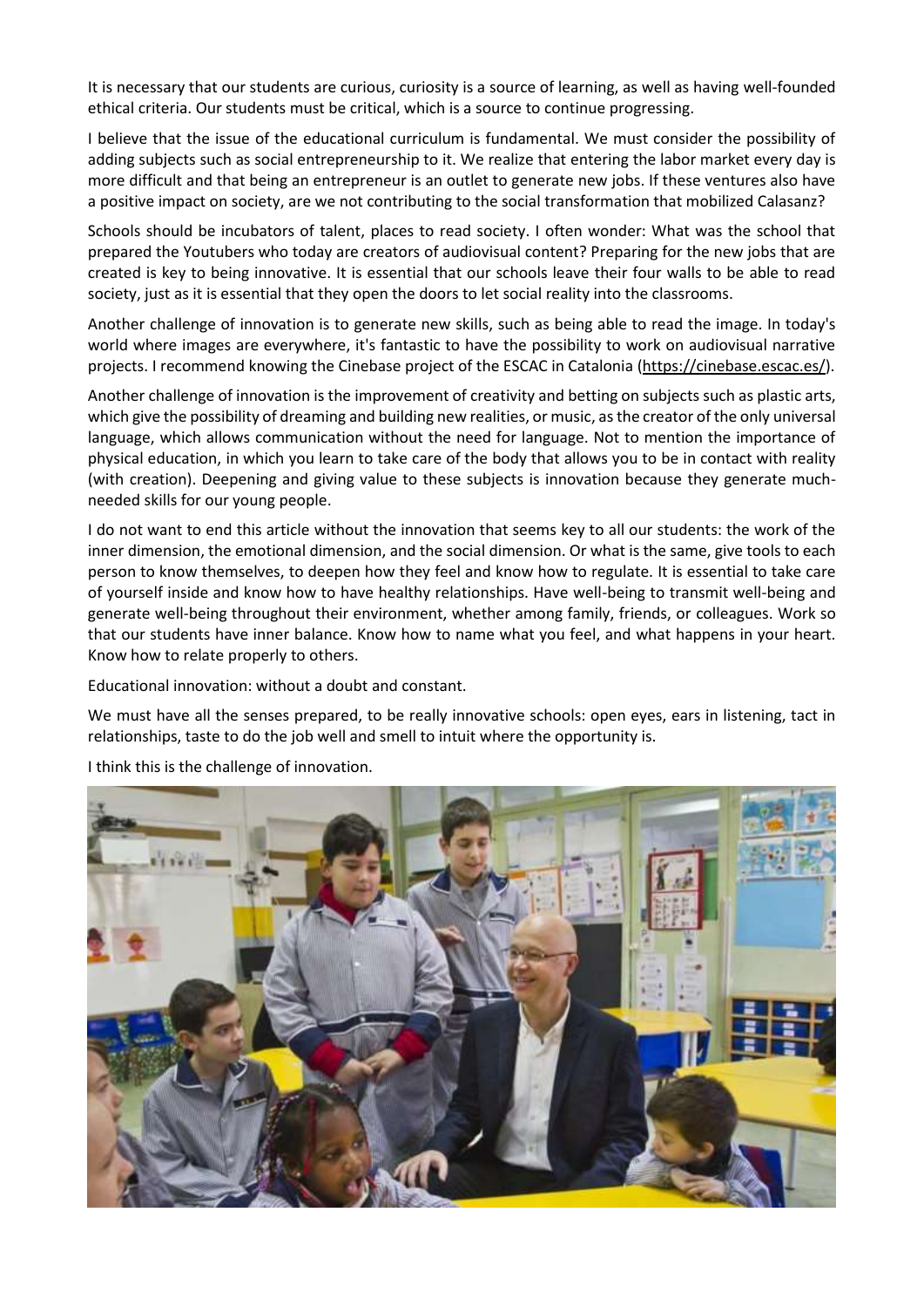It is necessary that our students are curious, curiosity is a source of learning, as well as having well-founded ethical criteria. Our students must be critical, which is a source to continue progressing.

I believe that the issue of the educational curriculum is fundamental. We must consider the possibility of adding subjects such as social entrepreneurship to it. We realize that entering the labor market every day is more difficult and that being an entrepreneur is an outlet to generate new jobs. If these ventures also have a positive impact on society, are we not contributing to the social transformation that mobilized Calasanz?

Schools should be incubators of talent, places to read society. I often wonder: What was the school that prepared the Youtubers who today are creators of audiovisual content? Preparing for the new jobs that are created is key to being innovative. It is essential that our schools leave their four walls to be able to read society, just as it is essential that they open the doors to let social reality into the classrooms.

Another challenge of innovation is to generate new skills, such as being able to read the image. In today's world where images are everywhere, it's fantastic to have the possibility to work on audiovisual narrative projects. I recommend knowing the Cinebase project of the ESCAC in Catalonia (https://cinebase.escac.es/).

Another challenge of innovation is the improvement of creativity and betting on subjects such as plastic arts, which give the possibility of dreaming and building new realities, or music, as the creator of the only universal language, which allows communication without the need for language. Not to mention the importance of physical education, in which you learn to take care of the body that allows you to be in contact with reality (with creation). Deepening and giving value to these subjects is innovation because they generate much-needed skills for our young people.

I do not want to end this article without the innovation that seems key to all our students: the work of the inner dimension, the emotional dimension, and the social dimension. Or what is the same, give tools to each person to know themselves, to deepen how they feel and know how to regulate. It is essential to take care of yourself inside and know how to have healthy relationships. Have well-being to transmit well-being and generate well-being throughout their environment, whether among family, friends, or colleagues. Work so that our students have inner balance. Know how to name what you feel, and what happens in your heart. Know how to relate properly to others.

Educational innovation: without a doubt and constant.

We must have all the senses prepared, to be really innovative schools: open eyes, ears in listening, tact in relationships, taste to do the job well and smell to intuit where the opportunity is.

I think this is the challenge of innovation.